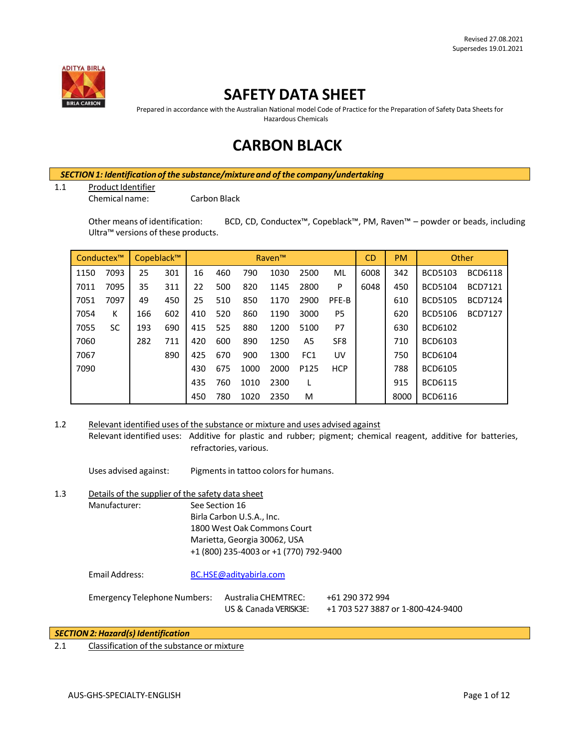Revised 27.08.2021
Supersedes 19.01.2021

# SAFETY DATA SHEET

Prepared in accordance with the Australian National model Code of Practice for the Preparation of Safety Data Sheets for Hazardous Chemicals

# CARBON BLACK

## *SECTION 1: Identification of the substance/mixture and of the company/undertaking*

1.1 Product Identifier

Chemical name: Carbon Black

Other means of identification: BCD, CD, Conductex™, Copeblack™, PM, Raven™ – powder or beads, including Ultra™ versions of these products.

| Conductex™ | | Copeblack™ | | Raven™ | | | | | | CD | PM | Other | |
|---|---|---|---|---|---|---|---|---|---|---|---|---|---|
| 1150 | 7093 | 25 | 301 | 16 | 460 | 790 | 1030 | 2500 | ML | 6008 | 342 | BCD5103 | BCD6118 |
| 7011 | 7095 | 35 | 311 | 22 | 500 | 820 | 1145 | 2800 | P | 6048 | 450 | BCD5104 | BCD7121 |
| 7051 | 7097 | 49 | 450 | 25 | 510 | 850 | 1170 | 2900 | PFE-B | | 610 | BCD5105 | BCD7124 |
| 7054 | K | 166 | 602 | 410 | 520 | 860 | 1190 | 3000 | P5 | | 620 | BCD5106 | BCD7127 |
| 7055 | SC | 193 | 690 | 415 | 525 | 880 | 1200 | 5100 | P7 | | 630 | BCD6102 | |
| 7060 | | 282 | 711 | 420 | 600 | 890 | 1250 | A5 | SF8 | | 710 | BCD6103 | |
| 7067 | | | 890 | 425 | 670 | 900 | 1300 | FC1 | UV | | 750 | BCD6104 | |
| 7090 | | | | 430 | 675 | 1000 | 2000 | P125 | HCP | | 788 | BCD6105 | |
| | | | | 435 | 760 | 1010 | 2300 | L | | | 915 | BCD6115 | |
| | | | | 450 | 780 | 1020 | 2350 | M | | | 8000 | BCD6116 | |

1.2 Relevant identified uses of the substance or mixture and uses advised against

Relevant identified uses: Additive for plastic and rubber; pigment; chemical reagent, additive for batteries, refractories, various.

Uses advised against: Pigments in tattoo colors for humans.

1.3 Details of the supplier of the safety data sheet

Manufacturer: See Section 16
Birla Carbon U.S.A., Inc.
1800 West Oak Commons Court
Marietta, Georgia 30062, USA
+1 (800) 235-4003 or +1 (770) 792-9400

Email Address: BC.HSE@adityabirla.com

Emergency Telephone Numbers:
Australia CHEMTREC: +61 290 372 994
US & Canada VERISK3E: +1 703 527 3887 or 1-800-424-9400

## *SECTION 2: Hazard(s) Identification*

2.1 Classification of the substance or mixture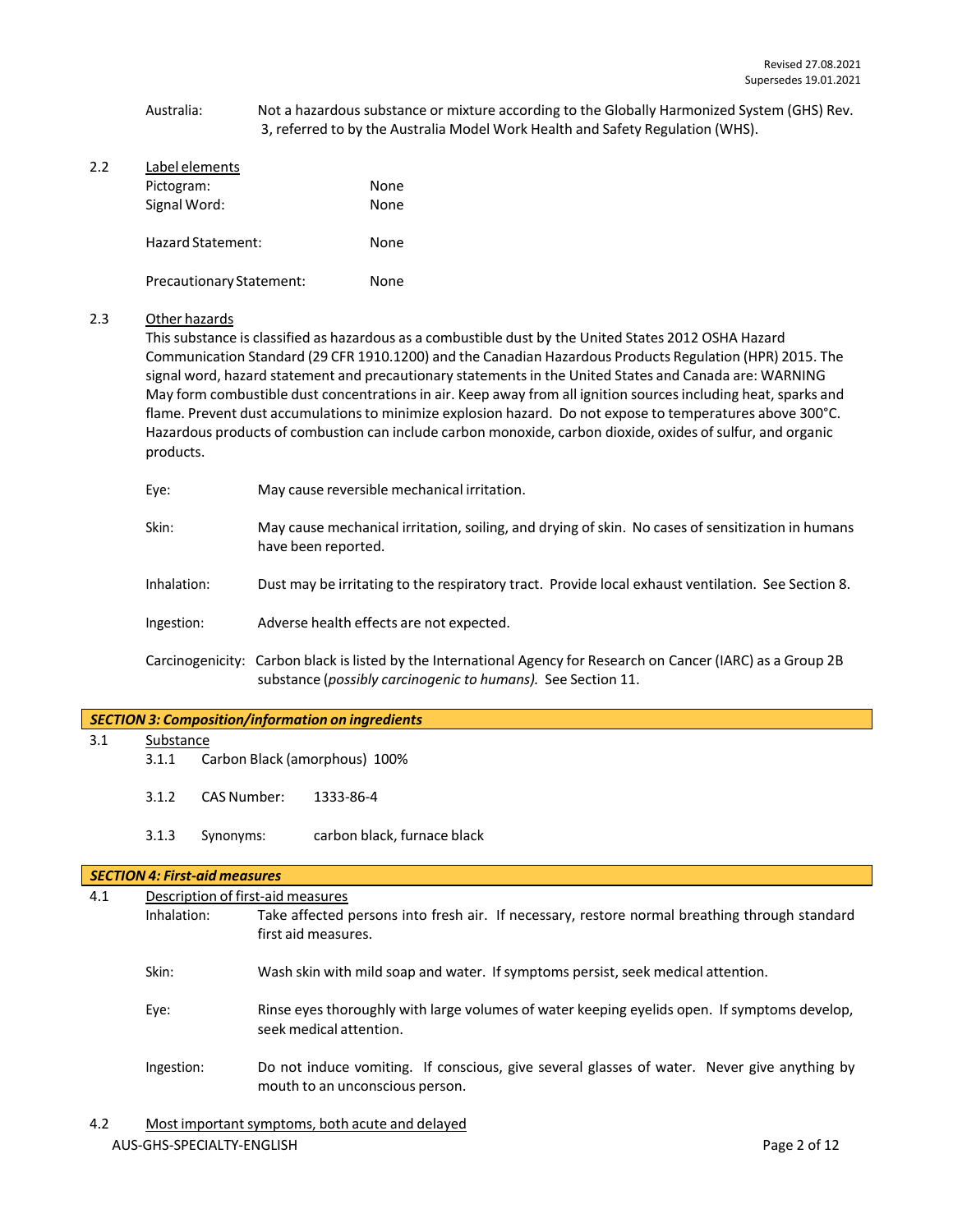Australia: Not a hazardous substance or mixture according to the Globally Harmonized System (GHS) Rev. 3, referred to by the Australia Model Work Health and Safety Regulation (WHS).

2.2 Label elements

| | |
|---|---|
| Pictogram: | None |
| Signal Word: | None |
| Hazard Statement: | None |
| Precautionary Statement: | None |

2.3 Other hazards

This substance is classified as hazardous as a combustible dust by the United States 2012 OSHA Hazard Communication Standard (29 CFR 1910.1200) and the Canadian Hazardous Products Regulation (HPR) 2015. The signal word, hazard statement and precautionary statements in the United States and Canada are: WARNING May form combustible dust concentrations in air. Keep away from all ignition sources including heat, sparks and flame. Prevent dust accumulations to minimize explosion hazard. Do not expose to temperatures above 300°C. Hazardous products of combustion can include carbon monoxide, carbon dioxide, oxides of sulfur, and organic products.

Eye: May cause reversible mechanical irritation.

Skin: May cause mechanical irritation, soiling, and drying of skin. No cases of sensitization in humans have been reported.

Inhalation: Dust may be irritating to the respiratory tract. Provide local exhaust ventilation. See Section 8.

Ingestion: Adverse health effects are not expected.

Carcinogenicity: Carbon black is listed by the International Agency for Research on Cancer (IARC) as a Group 2B substance (*possibly carcinogenic to humans).* See Section 11.

## *SECTION 3: Composition/information on ingredients*

3.1 Substance

3.1.1 Carbon Black (amorphous) 100%

3.1.2 CAS Number: 1333-86-4

3.1.3 Synonyms: carbon black, furnace black

## *SECTION 4: First-aid measures*

4.1 Description of first-aid measures

Inhalation: Take affected persons into fresh air. If necessary, restore normal breathing through standard first aid measures.

Skin: Wash skin with mild soap and water. If symptoms persist, seek medical attention.

Eye: Rinse eyes thoroughly with large volumes of water keeping eyelids open. If symptoms develop, seek medical attention.

Ingestion: Do not induce vomiting. If conscious, give several glasses of water. Never give anything by mouth to an unconscious person.

4.2 Most important symptoms, both acute and delayed

AUS-GHS-SPECIALTY-ENGLISH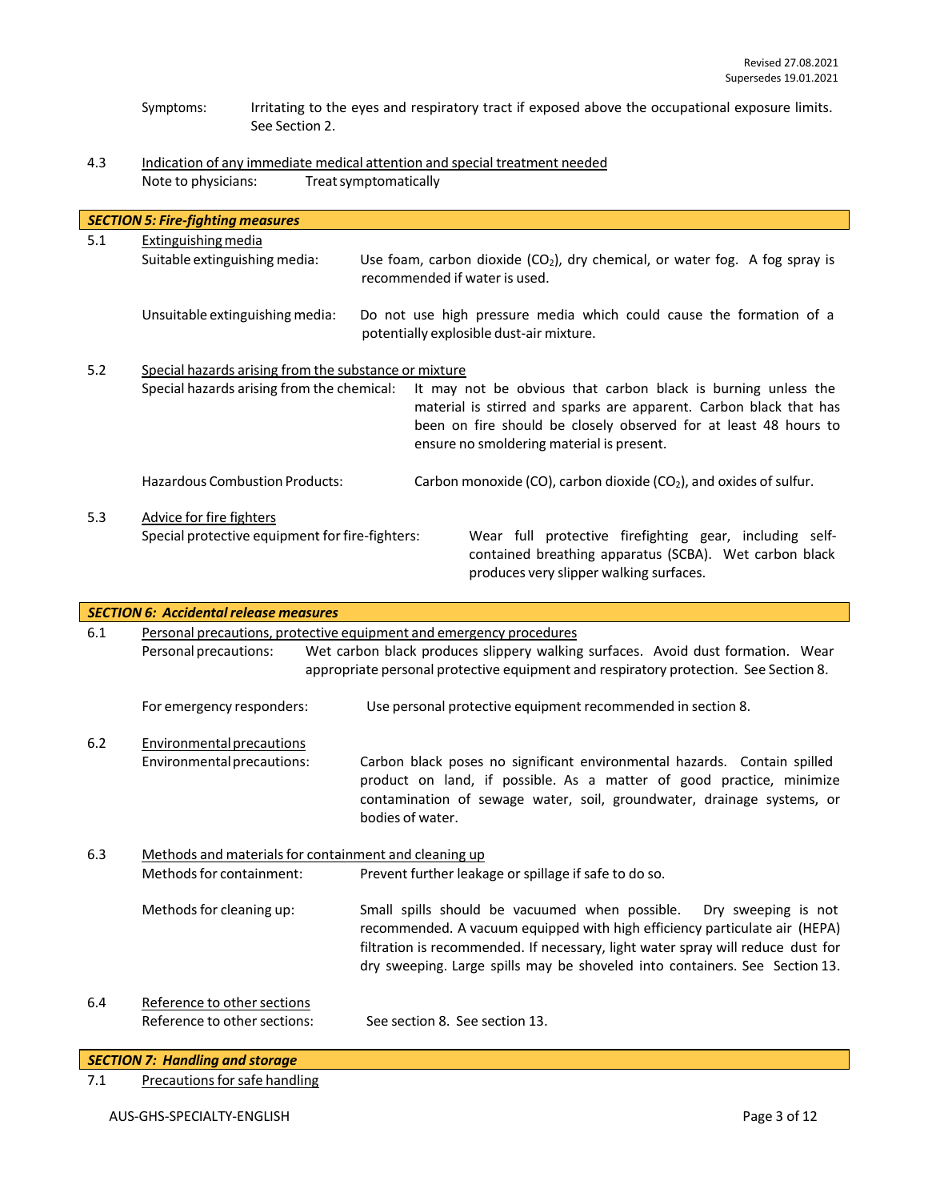Symptoms: Irritating to the eyes and respiratory tract if exposed above the occupational exposure limits. See Section 2.

4.3 Indication of any immediate medical attention and special treatment needed

Note to physicians: Treat symptomatically

## SECTION 5: Fire-fighting measures

5.1 Extinguishing media

Suitable extinguishing media: Use foam, carbon dioxide ($CO_2$), dry chemical, or water fog. A fog spray is recommended if water is used.

Unsuitable extinguishing media: Do not use high pressure media which could cause the formation of a potentially explosible dust-air mixture.

5.2 Special hazards arising from the substance or mixture

Special hazards arising from the chemical: It may not be obvious that carbon black is burning unless the material is stirred and sparks are apparent. Carbon black that has been on fire should be closely observed for at least 48 hours to ensure no smoldering material is present.

Hazardous Combustion Products: Carbon monoxide (CO), carbon dioxide ($CO_2$), and oxides of sulfur.

5.3 Advice for fire fighters

Special protective equipment for fire-fighters: Wear full protective firefighting gear, including self-contained breathing apparatus (SCBA). Wet carbon black produces very slipper walking surfaces.

## SECTION 6: Accidental release measures

6.1 Personal precautions, protective equipment and emergency procedures

Personal precautions: Wet carbon black produces slippery walking surfaces. Avoid dust formation. Wear appropriate personal protective equipment and respiratory protection. See Section 8.

For emergency responders: Use personal protective equipment recommended in section 8.

6.2 Environmental precautions

Environmental precautions: Carbon black poses no significant environmental hazards. Contain spilled product on land, if possible. As a matter of good practice, minimize contamination of sewage water, soil, groundwater, drainage systems, or bodies of water.

6.3 Methods and materials for containment and cleaning up

Methods for containment: Prevent further leakage or spillage if safe to do so.

Methods for cleaning up: Small spills should be vacuumed when possible. Dry sweeping is not recommended. A vacuum equipped with high efficiency particulate air (HEPA) filtration is recommended. If necessary, light water spray will reduce dust for dry sweeping. Large spills may be shoveled into containers. See Section 13.

6.4 Reference to other sections

Reference to other sections: See section 8. See section 13.

## SECTION 7: Handling and storage

7.1 Precautions for safe handling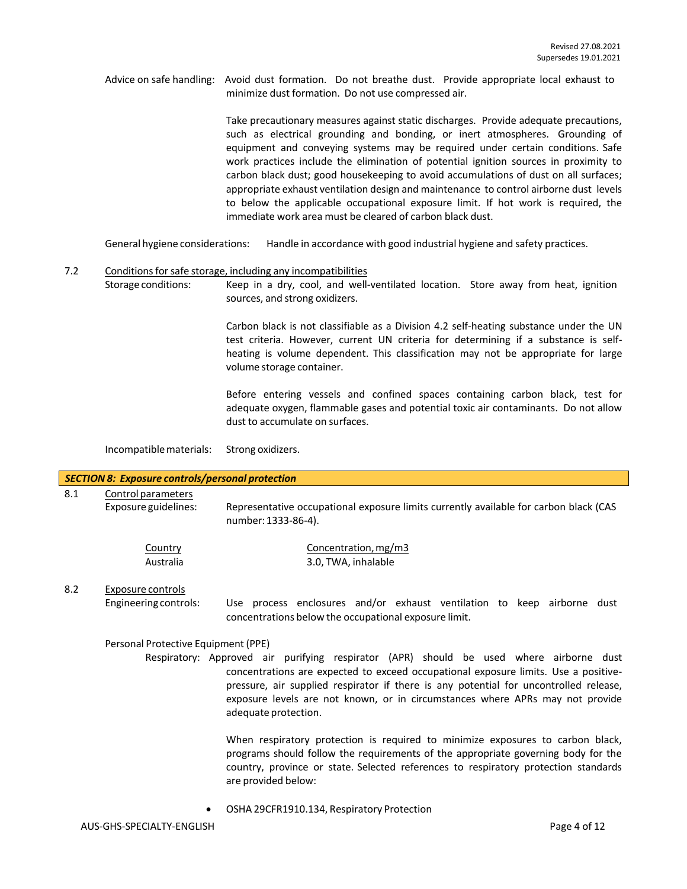Advice on safe handling: Avoid dust formation. Do not breathe dust. Provide appropriate local exhaust to minimize dust formation. Do not use compressed air.

Take precautionary measures against static discharges. Provide adequate precautions, such as electrical grounding and bonding, or inert atmospheres. Grounding of equipment and conveying systems may be required under certain conditions. Safe work practices include the elimination of potential ignition sources in proximity to carbon black dust; good housekeeping to avoid accumulations of dust on all surfaces; appropriate exhaust ventilation design and maintenance to control airborne dust levels to below the applicable occupational exposure limit. If hot work is required, the immediate work area must be cleared of carbon black dust.

General hygiene considerations: Handle in accordance with good industrial hygiene and safety practices.

7.2 Conditions for safe storage, including any incompatibilities

Storage conditions: Keep in a dry, cool, and well-ventilated location. Store away from heat, ignition sources, and strong oxidizers.

Carbon black is not classifiable as a Division 4.2 self-heating substance under the UN test criteria. However, current UN criteria for determining if a substance is self-heating is volume dependent. This classification may not be appropriate for large volume storage container.

Before entering vessels and confined spaces containing carbon black, test for adequate oxygen, flammable gases and potential toxic air contaminants. Do not allow dust to accumulate on surfaces.

Incompatible materials: Strong oxidizers.

## *SECTION 8: Exposure controls/personal protection*

8.1 Control parameters

Exposure guidelines: Representative occupational exposure limits currently available for carbon black (CAS number: 1333-86-4).

| Country | Concentration, mg/m3 |
|---|---|
| Australia | 3.0, TWA, inhalable |

8.2 Exposure controls

Engineering controls: Use process enclosures and/or exhaust ventilation to keep airborne dust concentrations below the occupational exposure limit.

Personal Protective Equipment (PPE)

Respiratory: Approved air purifying respirator (APR) should be used where airborne dust concentrations are expected to exceed occupational exposure limits. Use a positive-pressure, air supplied respirator if there is any potential for uncontrolled release, exposure levels are not known, or in circumstances where APRs may not provide adequate protection.

When respiratory protection is required to minimize exposures to carbon black, programs should follow the requirements of the appropriate governing body for the country, province or state. Selected references to respiratory protection standards are provided below:

- OSHA 29CFR1910.134, Respiratory Protection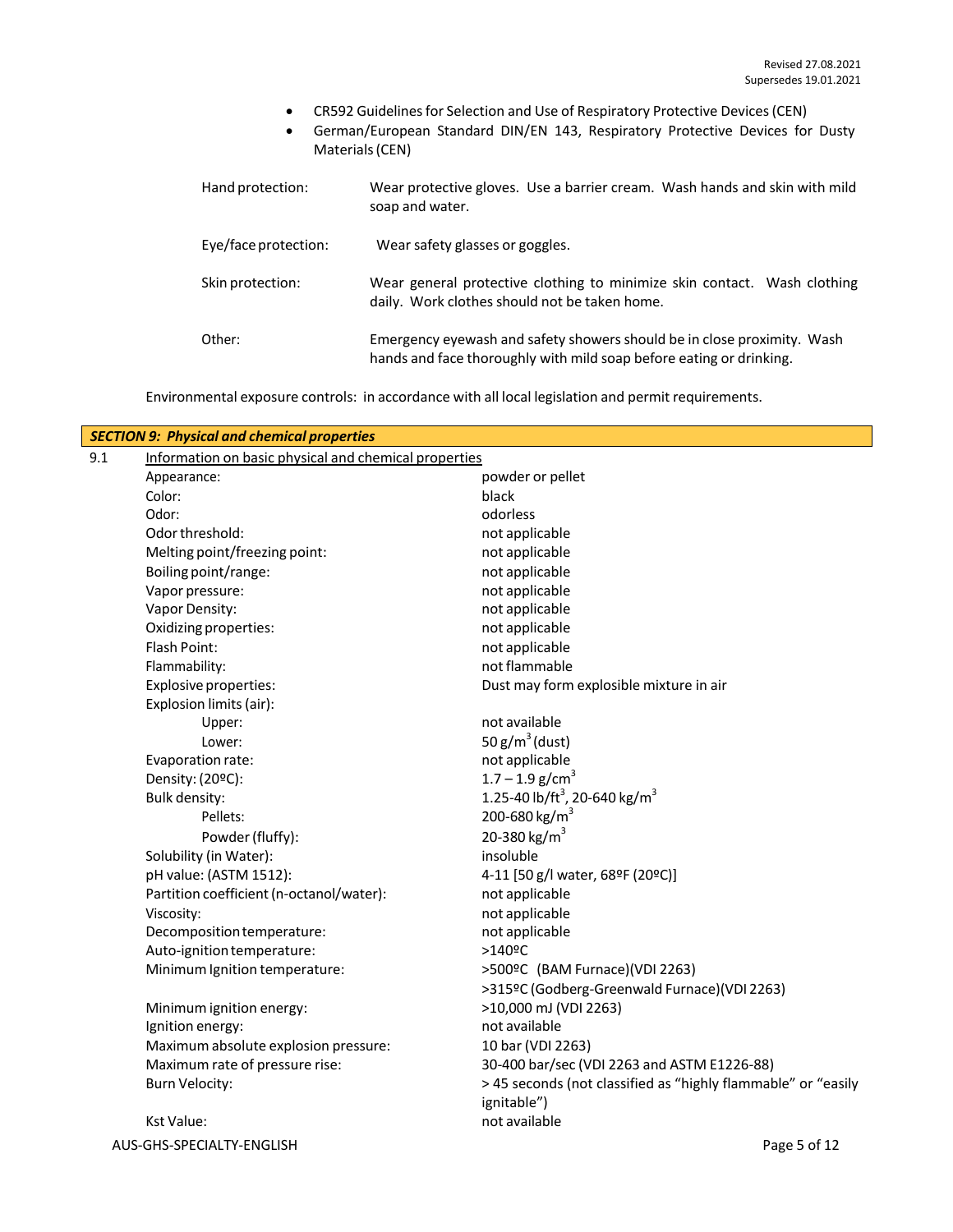- CR592 Guidelines for Selection and Use of Respiratory Protective Devices (CEN)
- German/European Standard DIN/EN 143, Respiratory Protective Devices for Dusty Materials (CEN)

| | |
|---|---|
| Hand protection: | Wear protective gloves. Use a barrier cream. Wash hands and skin with mild soap and water. |
| Eye/face protection: | Wear safety glasses or goggles. |
| Skin protection: | Wear general protective clothing to minimize skin contact. Wash clothing daily. Work clothes should not be taken home. |
| Other: | Emergency eyewash and safety showers should be in close proximity. Wash hands and face thoroughly with mild soap before eating or drinking. |

Environmental exposure controls: in accordance with all local legislation and permit requirements.

## *SECTION 9: Physical and chemical properties*

9.1 Information on basic physical and chemical properties

| | |
|---|---|
| Appearance: | powder or pellet |
| Color: | black |
| Odor: | odorless |
| Odor threshold: | not applicable |
| Melting point/freezing point: | not applicable |
| Boiling point/range: | not applicable |
| Vapor pressure: | not applicable |
| Vapor Density: | not applicable |
| Oxidizing properties: | not applicable |
| Flash Point: | not applicable |
| Flammability: | not flammable |
| Explosive properties: | Dust may form explosible mixture in air |
| Explosion limits (air): | |
| Upper: | not available |
| Lower: | 50 g/m$^3$ (dust) |
| Evaporation rate: | not applicable |
| Density: (20ºC): | 1.7 – 1.9 g/cm$^3$ |
| Bulk density: | 1.25-40 lb/ft$^3$, 20-640 kg/m$^3$ |
| Pellets: | 200-680 kg/m$^3$ |
| Powder (fluffy): | 20-380 kg/m$^3$ |
| Solubility (in Water): | insoluble |
| pH value: (ASTM 1512): | 4-11 [50 g/l water, 68ºF (20ºC)] |
| Partition coefficient (n-octanol/water): | not applicable |
| Viscosity: | not applicable |
| Decomposition temperature: | not applicable |
| Auto-ignition temperature: | >140ºC |
| Minimum Ignition temperature: | >500ºC (BAM Furnace)(VDI 2263)<br>>315ºC (Godberg-Greenwald Furnace)(VDI 2263) |
| Minimum ignition energy: | >10,000 mJ (VDI 2263) |
| Ignition energy: | not available |
| Maximum absolute explosion pressure: | 10 bar (VDI 2263) |
| Maximum rate of pressure rise: | 30-400 bar/sec (VDI 2263 and ASTM E1226-88) |
| Burn Velocity: | > 45 seconds (not classified as "highly flammable" or "easily ignitable") |
| Kst Value: | not available |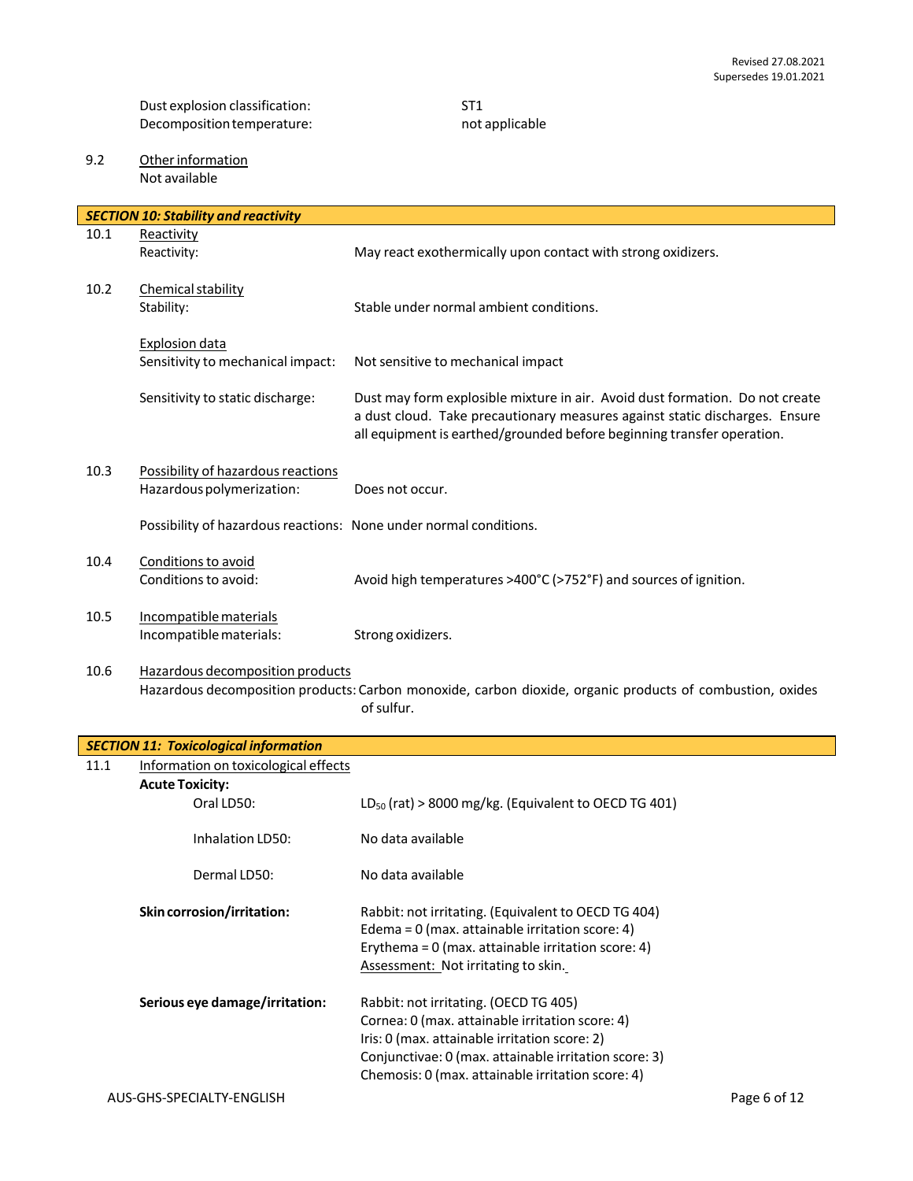Dust explosion classification: ST1
Decomposition temperature: not applicable

9.2 Other information
Not available

## SECTION 10: Stability and reactivity

10.1 Reactivity
Reactivity: May react exothermically upon contact with strong oxidizers.

10.2 Chemical stability
Stability: Stable under normal ambient conditions.

Explosion data
Sensitivity to mechanical impact: Not sensitive to mechanical impact

Sensitivity to static discharge: Dust may form explosible mixture in air. Avoid dust formation. Do not create a dust cloud. Take precautionary measures against static discharges. Ensure all equipment is earthed/grounded before beginning transfer operation.

10.3 Possibility of hazardous reactions
Hazardous polymerization: Does not occur.

Possibility of hazardous reactions: None under normal conditions.

10.4 Conditions to avoid
Conditions to avoid: Avoid high temperatures >400°C (>752°F) and sources of ignition.

10.5 Incompatible materials
Incompatible materials: Strong oxidizers.

10.6 Hazardous decomposition products
Hazardous decomposition products: Carbon monoxide, carbon dioxide, organic products of combustion, oxides of sulfur.

## SECTION 11: Toxicological information

11.1 Information on toxicological effects

**Acute Toxicity:**

Oral LD50: $LD_{50}$ (rat) > 8000 mg/kg. (Equivalent to OECD TG 401)

Inhalation LD50: No data available

Dermal LD50: No data available

**Skin corrosion/irritation:** Rabbit: not irritating. (Equivalent to OECD TG 404)
Edema = 0 (max. attainable irritation score: 4)
Erythema = 0 (max. attainable irritation score: 4)
Assessment: Not irritating to skin.

**Serious eye damage/irritation:** Rabbit: not irritating. (OECD TG 405)
Cornea: 0 (max. attainable irritation score: 4)
Iris: 0 (max. attainable irritation score: 2)
Conjunctivae: 0 (max. attainable irritation score: 3)
Chemosis: 0 (max. attainable irritation score: 4)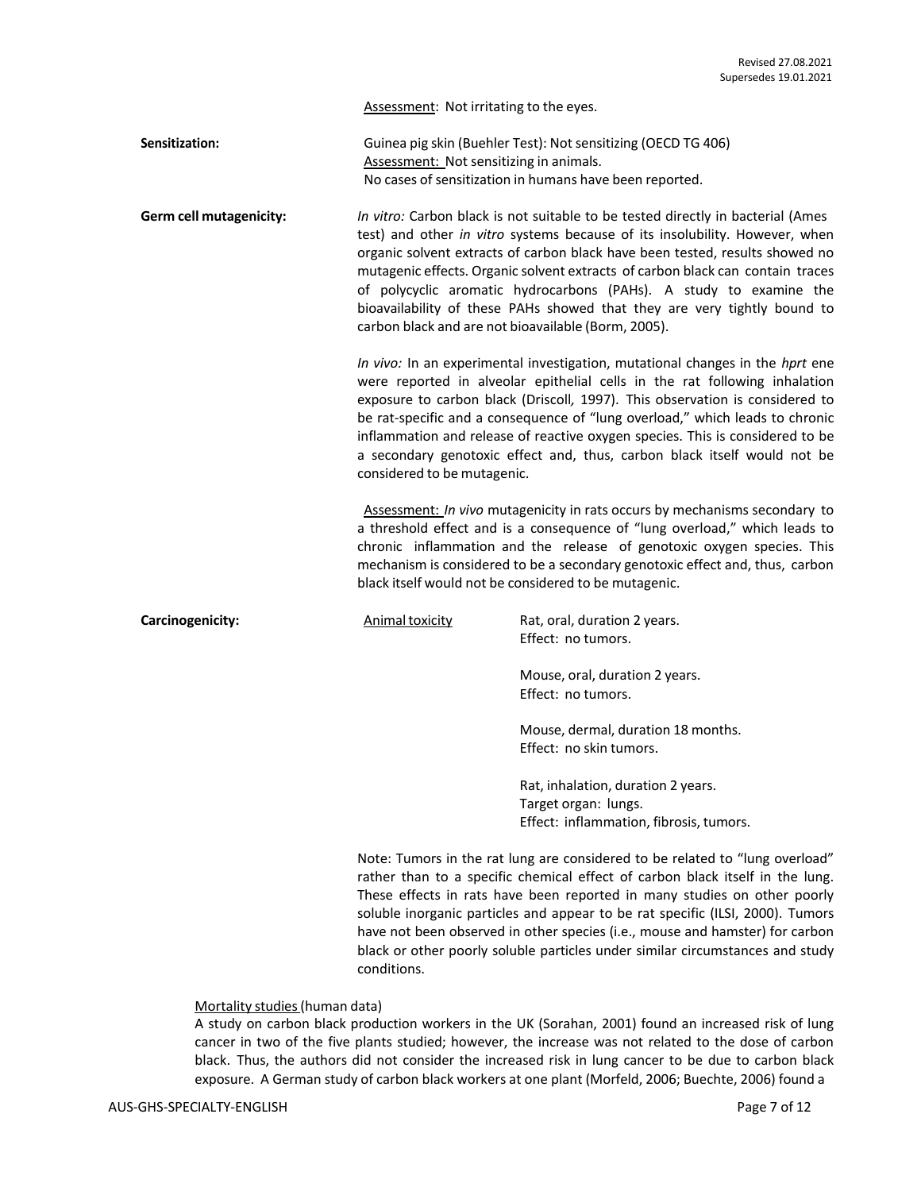Assessment: Not irritating to the eyes.

**Sensitization:**

Guinea pig skin (Buehler Test): Not sensitizing (OECD TG 406)
Assessment: Not sensitizing in animals.
No cases of sensitization in humans have been reported.

**Germ cell mutagenicity:**

*In vitro:* Carbon black is not suitable to be tested directly in bacterial (Ames test) and other *in vitro* systems because of its insolubility. However, when organic solvent extracts of carbon black have been tested, results showed no mutagenic effects. Organic solvent extracts of carbon black can contain traces of polycyclic aromatic hydrocarbons (PAHs). A study to examine the bioavailability of these PAHs showed that they are very tightly bound to carbon black and are not bioavailable (Borm, 2005).

*In vivo:* In an experimental investigation, mutational changes in the *hprt* ene were reported in alveolar epithelial cells in the rat following inhalation exposure to carbon black (Driscoll, 1997). This observation is considered to be rat-specific and a consequence of "lung overload," which leads to chronic inflammation and release of reactive oxygen species. This is considered to be a secondary genotoxic effect and, thus, carbon black itself would not be considered to be mutagenic.

Assessment: *In vivo* mutagenicity in rats occurs by mechanisms secondary to a threshold effect and is a consequence of "lung overload," which leads to chronic inflammation and the release of genotoxic oxygen species. This mechanism is considered to be a secondary genotoxic effect and, thus, carbon black itself would not be considered to be mutagenic.

**Carcinogenicity:**

Animal toxicity

Rat, oral, duration 2 years.
Effect: no tumors.

Mouse, oral, duration 2 years.
Effect: no tumors.

Mouse, dermal, duration 18 months.
Effect: no skin tumors.

Rat, inhalation, duration 2 years.
Target organ: lungs.
Effect: inflammation, fibrosis, tumors.

Note: Tumors in the rat lung are considered to be related to "lung overload" rather than to a specific chemical effect of carbon black itself in the lung. These effects in rats have been reported in many studies on other poorly soluble inorganic particles and appear to be rat specific (ILSI, 2000). Tumors have not been observed in other species (i.e., mouse and hamster) for carbon black or other poorly soluble particles under similar circumstances and study conditions.

Mortality studies (human data)

A study on carbon black production workers in the UK (Sorahan, 2001) found an increased risk of lung cancer in two of the five plants studied; however, the increase was not related to the dose of carbon black. Thus, the authors did not consider the increased risk in lung cancer to be due to carbon black exposure. A German study of carbon black workers at one plant (Morfeld, 2006; Buechte, 2006) found a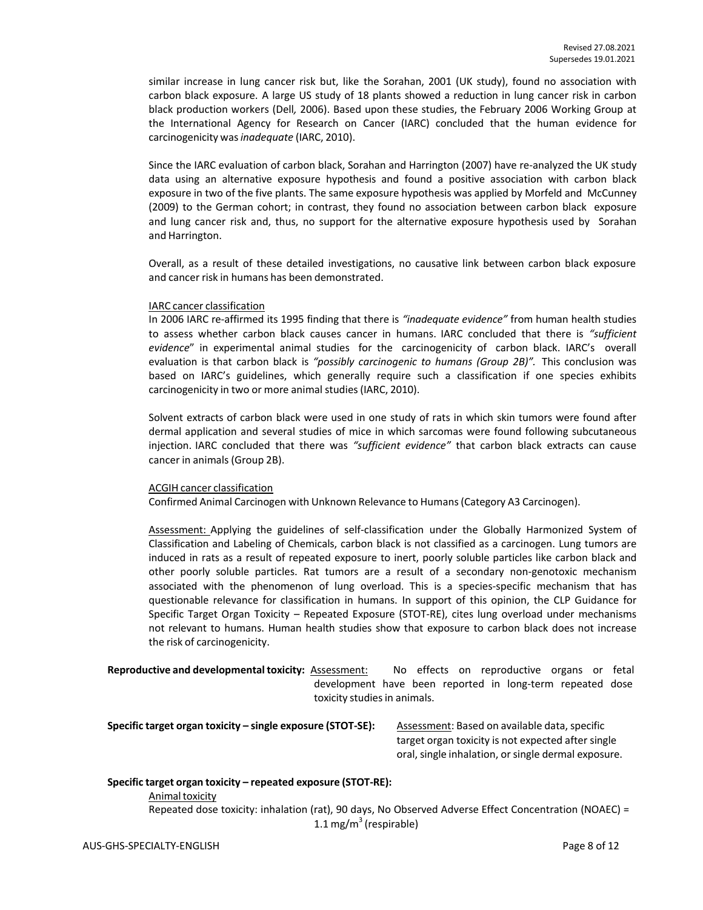similar increase in lung cancer risk but, like the Sorahan, 2001 (UK study), found no association with carbon black exposure. A large US study of 18 plants showed a reduction in lung cancer risk in carbon black production workers (Dell, 2006). Based upon these studies, the February 2006 Working Group at the International Agency for Research on Cancer (IARC) concluded that the human evidence for carcinogenicity was *inadequate* (IARC, 2010).

Since the IARC evaluation of carbon black, Sorahan and Harrington (2007) have re-analyzed the UK study data using an alternative exposure hypothesis and found a positive association with carbon black exposure in two of the five plants. The same exposure hypothesis was applied by Morfeld and McCunney (2009) to the German cohort; in contrast, they found no association between carbon black exposure and lung cancer risk and, thus, no support for the alternative exposure hypothesis used by Sorahan and Harrington.

Overall, as a result of these detailed investigations, no causative link between carbon black exposure and cancer risk in humans has been demonstrated.

IARC cancer classification

In 2006 IARC re-affirmed its 1995 finding that there is *"inadequate evidence"* from human health studies to assess whether carbon black causes cancer in humans. IARC concluded that there is *"sufficient evidence"* in experimental animal studies for the carcinogenicity of carbon black. IARC's overall evaluation is that carbon black is *"possibly carcinogenic to humans (Group 2B)".* This conclusion was based on IARC's guidelines, which generally require such a classification if one species exhibits carcinogenicity in two or more animal studies (IARC, 2010).

Solvent extracts of carbon black were used in one study of rats in which skin tumors were found after dermal application and several studies of mice in which sarcomas were found following subcutaneous injection. IARC concluded that there was *"sufficient evidence"* that carbon black extracts can cause cancer in animals (Group 2B).

ACGIH cancer classification

Confirmed Animal Carcinogen with Unknown Relevance to Humans (Category A3 Carcinogen).

Assessment: Applying the guidelines of self-classification under the Globally Harmonized System of Classification and Labeling of Chemicals, carbon black is not classified as a carcinogen. Lung tumors are induced in rats as a result of repeated exposure to inert, poorly soluble particles like carbon black and other poorly soluble particles. Rat tumors are a result of a secondary non-genotoxic mechanism associated with the phenomenon of lung overload. This is a species-specific mechanism that has questionable relevance for classification in humans. In support of this opinion, the CLP Guidance for Specific Target Organ Toxicity – Repeated Exposure (STOT-RE), cites lung overload under mechanisms not relevant to humans. Human health studies show that exposure to carbon black does not increase the risk of carcinogenicity.

**Reproductive and developmental toxicity:** Assessment: No effects on reproductive organs or fetal development have been reported in long-term repeated dose toxicity studies in animals.

**Specific target organ toxicity – single exposure (STOT-SE):** Assessment: Based on available data, specific target organ toxicity is not expected after single oral, single inhalation, or single dermal exposure.

**Specific target organ toxicity – repeated exposure (STOT-RE):**

Animal toxicity

Repeated dose toxicity: inhalation (rat), 90 days, No Observed Adverse Effect Concentration (NOAEC) = 1.1 mg/m$^3$ (respirable)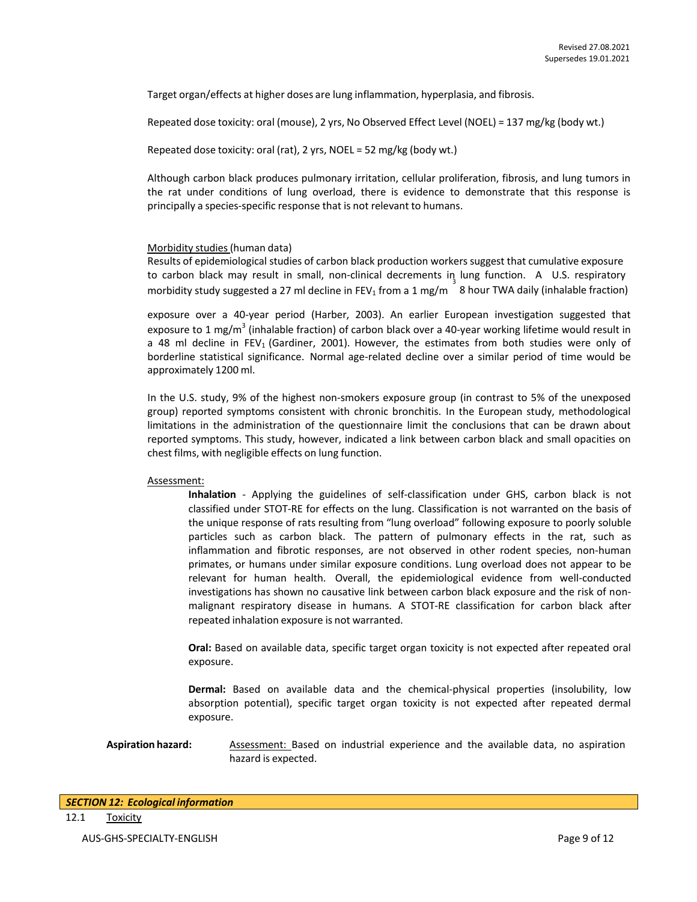Target organ/effects at higher doses are lung inflammation, hyperplasia, and fibrosis.

Repeated dose toxicity: oral (mouse), 2 yrs, No Observed Effect Level (NOEL) = 137 mg/kg (body wt.)

Repeated dose toxicity: oral (rat), 2 yrs, NOEL = 52 mg/kg (body wt.)

Although carbon black produces pulmonary irritation, cellular proliferation, fibrosis, and lung tumors in the rat under conditions of lung overload, there is evidence to demonstrate that this response is principally a species-specific response that is not relevant to humans.

Morbidity studies (human data)

Results of epidemiological studies of carbon black production workers suggest that cumulative exposure to carbon black may result in small, non-clinical decrements in lung function. A U.S. respiratory morbidity study suggested a 27 ml decline in $FEV_1$ from a 1 $mg/m^3$ 8 hour TWA daily (inhalable fraction) exposure over a 40-year period (Harber, 2003). An earlier European investigation suggested that exposure to 1 $mg/m^3$ (inhalable fraction) of carbon black over a 40-year working lifetime would result in a 48 ml decline in $FEV_1$ (Gardiner, 2001). However, the estimates from both studies were only of borderline statistical significance. Normal age-related decline over a similar period of time would be approximately 1200 ml.

In the U.S. study, 9% of the highest non-smokers exposure group (in contrast to 5% of the unexposed group) reported symptoms consistent with chronic bronchitis. In the European study, methodological limitations in the administration of the questionnaire limit the conclusions that can be drawn about reported symptoms. This study, however, indicated a link between carbon black and small opacities on chest films, with negligible effects on lung function.

Assessment:

**Inhalation** - Applying the guidelines of self-classification under GHS, carbon black is not classified under STOT-RE for effects on the lung. Classification is not warranted on the basis of the unique response of rats resulting from "lung overload" following exposure to poorly soluble particles such as carbon black. The pattern of pulmonary effects in the rat, such as inflammation and fibrotic responses, are not observed in other rodent species, non-human primates, or humans under similar exposure conditions. Lung overload does not appear to be relevant for human health. Overall, the epidemiological evidence from well-conducted investigations has shown no causative link between carbon black exposure and the risk of non-malignant respiratory disease in humans. A STOT-RE classification for carbon black after repeated inhalation exposure is not warranted.

**Oral:** Based on available data, specific target organ toxicity is not expected after repeated oral exposure.

**Dermal:** Based on available data and the chemical-physical properties (insolubility, low absorption potential), specific target organ toxicity is not expected after repeated dermal exposure.

**Aspiration hazard:** Assessment: Based on industrial experience and the available data, no aspiration hazard is expected.

## *SECTION 12: Ecological information*

12.1 Toxicity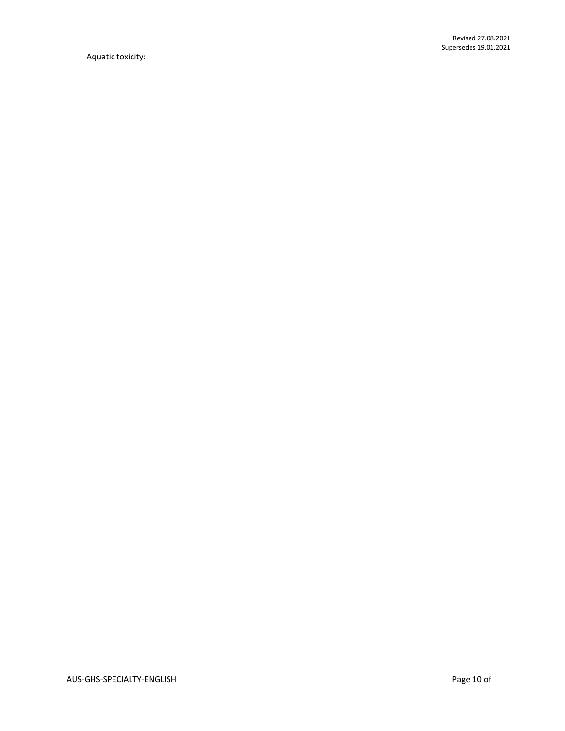Aquatic toxicity: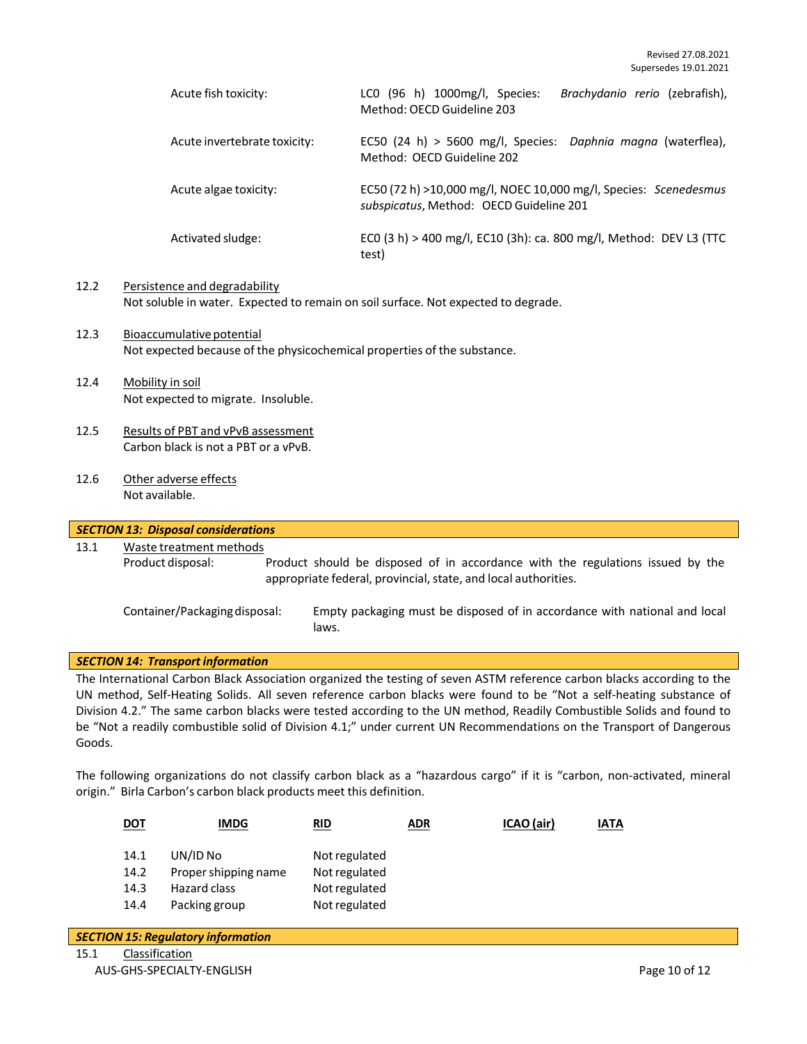| | |
|---|---|
| Acute fish toxicity: | LC0 (96 h) 1000mg/l, Species: *Brachydanio rerio* (zebrafish), Method: OECD Guideline 203 |
| Acute invertebrate toxicity: | EC50 (24 h) > 5600 mg/l, Species: *Daphnia magna* (waterflea), Method: OECD Guideline 202 |
| Acute algae toxicity: | EC50 (72 h) >10,000 mg/l, NOEC 10,000 mg/l, Species: *Scenedesmus subspicatus*, Method: OECD Guideline 201 |
| Activated sludge: | EC0 (3 h) > 400 mg/l, EC10 (3h): ca. 800 mg/l, Method: DEV L3 (TTC test) |

12.2 Persistence and degradability
Not soluble in water. Expected to remain on soil surface. Not expected to degrade.

12.3 Bioaccumulative potential
Not expected because of the physicochemical properties of the substance.

12.4 Mobility in soil
Not expected to migrate. Insoluble.

12.5 Results of PBT and vPvB assessment
Carbon black is not a PBT or a vPvB.

12.6 Other adverse effects
Not available.

## SECTION 13: Disposal considerations

13.1 Waste treatment methods

Product disposal: Product should be disposed of in accordance with the regulations issued by the appropriate federal, provincial, state, and local authorities.

Container/Packaging disposal: Empty packaging must be disposed of in accordance with national and local laws.

## SECTION 14: Transport information

The International Carbon Black Association organized the testing of seven ASTM reference carbon blacks according to the UN method, Self-Heating Solids. All seven reference carbon blacks were found to be "Not a self-heating substance of Division 4.2." The same carbon blacks were tested according to the UN method, Readily Combustible Solids and found to be "Not a readily combustible solid of Division 4.1;" under current UN Recommendations on the Transport of Dangerous Goods.

The following organizations do not classify carbon black as a "hazardous cargo" if it is "carbon, non-activated, mineral origin." Birla Carbon's carbon black products meet this definition.

**DOT** **IMDG** **RID** **ADR** **ICAO (air)** **IATA**

| | | |
|---|---|---|
| 14.1 | UN/ID No | Not regulated |
| 14.2 | Proper shipping name | Not regulated |
| 14.3 | Hazard class | Not regulated |
| 14.4 | Packing group | Not regulated |

## SECTION 15: Regulatory information

15.1 Classification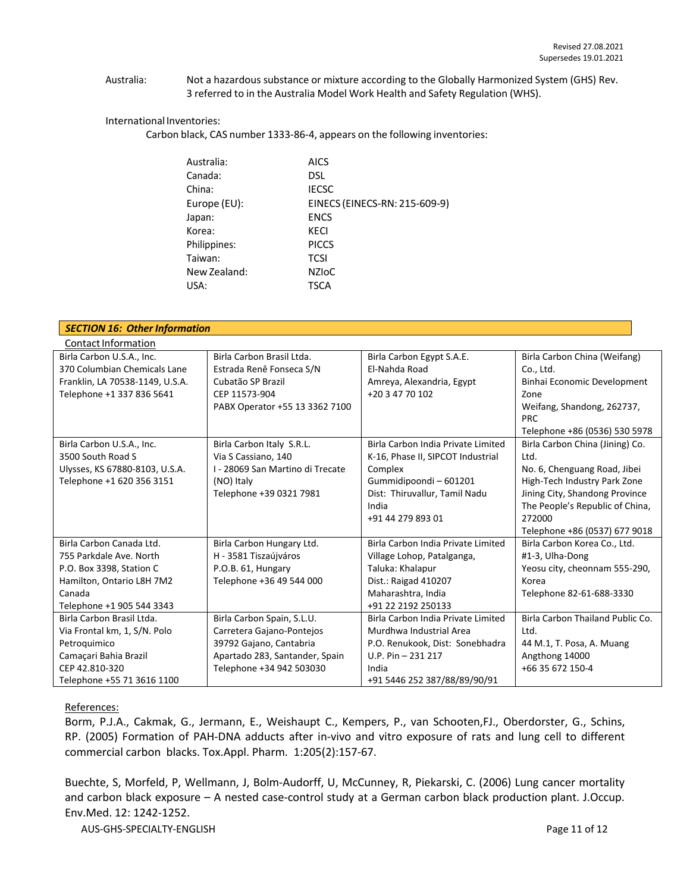Australia: Not a hazardous substance or mixture according to the Globally Harmonized System (GHS) Rev. 3 referred to in the Australia Model Work Health and Safety Regulation (WHS).

International Inventories:

Carbon black, CAS number 1333-86-4, appears on the following inventories:

| | |
|---|---|
| Australia: | AICS |
| Canada: | DSL |
| China: | IECSC |
| Europe (EU): | EINECS (EINECS-RN: 215-609-9) |
| Japan: | ENCS |
| Korea: | KECI |
| Philippines: | PICCS |
| Taiwan: | TCSI |
| New Zealand: | NZIoC |
| USA: | TSCA |

## *SECTION 16: Other Information*

Contact Information

| | | | |
|---|---|---|---|
| Birla Carbon U.S.A., Inc.<br>370 Columbian Chemicals Lane<br>Franklin, LA 70538-1149, U.S.A.<br>Telephone +1 337 836 5641 | Birla Carbon Brasil Ltda.<br>Estrada Renê Fonseca S/N<br>Cubatão SP Brazil<br>CEP 11573-904<br>PABX Operator +55 13 3362 7100 | Birla Carbon Egypt S.A.E.<br>El-Nahda Road<br>Amreya, Alexandria, Egypt<br>+20 3 47 70 102 | Birla Carbon China (Weifang) Co., Ltd.<br>Binhai Economic Development Zone<br>Weifang, Shandong, 262737, PRC<br>Telephone +86 (0536) 530 5978 |
| Birla Carbon U.S.A., Inc.<br>3500 South Road S<br>Ulysses, KS 67880-8103, U.S.A.<br>Telephone +1 620 356 3151 | Birla Carbon Italy S.R.L.<br>Via S Cassiano, 140<br>I - 28069 San Martino di Trecate (NO) Italy<br>Telephone +39 0321 7981 | Birla Carbon India Private Limited<br>K-16, Phase II, SIPCOT Industrial Complex<br>Gummidipoondi – 601201<br>Dist: Thiruvallur, Tamil Nadu<br>India<br>+91 44 279 893 01 | Birla Carbon China (Jining) Co. Ltd.<br>No. 6, Chenguang Road, Jibei High-Tech Industry Park Zone<br>Jining City, Shandong Province<br>The People's Republic of China, 272000<br>Telephone +86 (0537) 677 9018 |
| Birla Carbon Canada Ltd.<br>755 Parkdale Ave. North<br>P.O. Box 3398, Station C<br>Hamilton, Ontario L8H 7M2<br>Canada<br>Telephone +1 905 544 3343 | Birla Carbon Hungary Ltd.<br>H - 3581 Tiszaújváros<br>P.O.B. 61, Hungary<br>Telephone +36 49 544 000 | Birla Carbon India Private Limited<br>Village Lohop, Patalganga,<br>Taluka: Khalapur<br>Dist.: Raigad 410207<br>Maharashtra, India<br>+91 22 2192 250133 | Birla Carbon Korea Co., Ltd.<br>#1-3, Ulha-Dong<br>Yeosu city, cheonnam 555-290, Korea<br>Telephone 82-61-688-3330 |
| Birla Carbon Brasil Ltda.<br>Via Frontal km, 1, S/N. Polo Petroquimico<br>Camaçari Bahia Brazil<br>CEP 42.810-320<br>Telephone +55 71 3616 1100 | Birla Carbon Spain, S.L.U.<br>Carretera Gajano-Pontejos<br>39792 Gajano, Cantabria<br>Apartado 283, Santander, Spain<br>Telephone +34 942 503030 | Birla Carbon India Private Limited<br>Murdhwa Industrial Area<br>P.O. Renukook, Dist: Sonebhadra<br>U.P. Pin – 231 217<br>India<br>+91 5446 252 387/88/89/90/91 | Birla Carbon Thailand Public Co. Ltd.<br>44 M.1, T. Posa, A. Muang<br>Angthong 14000<br>+66 35 672 150-4 |

References:

Borm, P.J.A., Cakmak, G., Jermann, E., Weishaupt C., Kempers, P., van Schooten,FJ., Oberdorster, G., Schins, RP. (2005) Formation of PAH-DNA adducts after in-vivo and vitro exposure of rats and lung cell to different commercial carbon blacks. Tox.Appl. Pharm. 1:205(2):157-67.

Buechte, S, Morfeld, P, Wellmann, J, Bolm-Audorff, U, McCunney, R, Piekarski, C. (2006) Lung cancer mortality and carbon black exposure – A nested case-control study at a German carbon black production plant. J.Occup. Env.Med. 12: 1242-1252.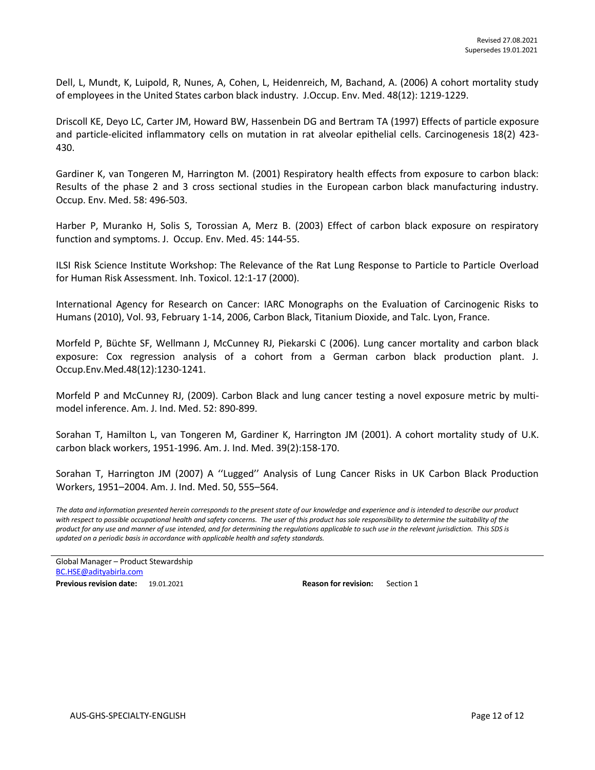Dell, L, Mundt, K, Luipold, R, Nunes, A, Cohen, L, Heidenreich, M, Bachand, A. (2006) A cohort mortality study of employees in the United States carbon black industry. J.Occup. Env. Med. 48(12): 1219-1229.

Driscoll KE, Deyo LC, Carter JM, Howard BW, Hassenbein DG and Bertram TA (1997) Effects of particle exposure and particle-elicited inflammatory cells on mutation in rat alveolar epithelial cells. Carcinogenesis 18(2) 423-430.

Gardiner K, van Tongeren M, Harrington M. (2001) Respiratory health effects from exposure to carbon black: Results of the phase 2 and 3 cross sectional studies in the European carbon black manufacturing industry. Occup. Env. Med. 58: 496-503.

Harber P, Muranko H, Solis S, Torossian A, Merz B. (2003) Effect of carbon black exposure on respiratory function and symptoms. J. Occup. Env. Med. 45: 144-55.

ILSI Risk Science Institute Workshop: The Relevance of the Rat Lung Response to Particle to Particle Overload for Human Risk Assessment. Inh. Toxicol. 12:1-17 (2000).

International Agency for Research on Cancer: IARC Monographs on the Evaluation of Carcinogenic Risks to Humans (2010), Vol. 93, February 1-14, 2006, Carbon Black, Titanium Dioxide, and Talc. Lyon, France.

Morfeld P, Büchte SF, Wellmann J, McCunney RJ, Piekarski C (2006). Lung cancer mortality and carbon black exposure: Cox regression analysis of a cohort from a German carbon black production plant. J. Occup.Env.Med.48(12):1230-1241.

Morfeld P and McCunney RJ, (2009). Carbon Black and lung cancer testing a novel exposure metric by multi-model inference. Am. J. Ind. Med. 52: 890-899.

Sorahan T, Hamilton L, van Tongeren M, Gardiner K, Harrington JM (2001). A cohort mortality study of U.K. carbon black workers, 1951-1996. Am. J. Ind. Med. 39(2):158-170.

Sorahan T, Harrington JM (2007) A ''Lugged'' Analysis of Lung Cancer Risks in UK Carbon Black Production Workers, 1951–2004. Am. J. Ind. Med. 50, 555–564.

*The data and information presented herein corresponds to the present state of our knowledge and experience and is intended to describe our product with respect to possible occupational health and safety concerns. The user of this product has sole responsibility to determine the suitability of the product for any use and manner of use intended, and for determining the regulations applicable to such use in the relevant jurisdiction. This SDS is updated on a periodic basis in accordance with applicable health and safety standards.*

Global Manager – Product Stewardship
BC.HSE@adityabirla.com

**Previous revision date:** 19.01.2021 **Reason for revision:** Section 1